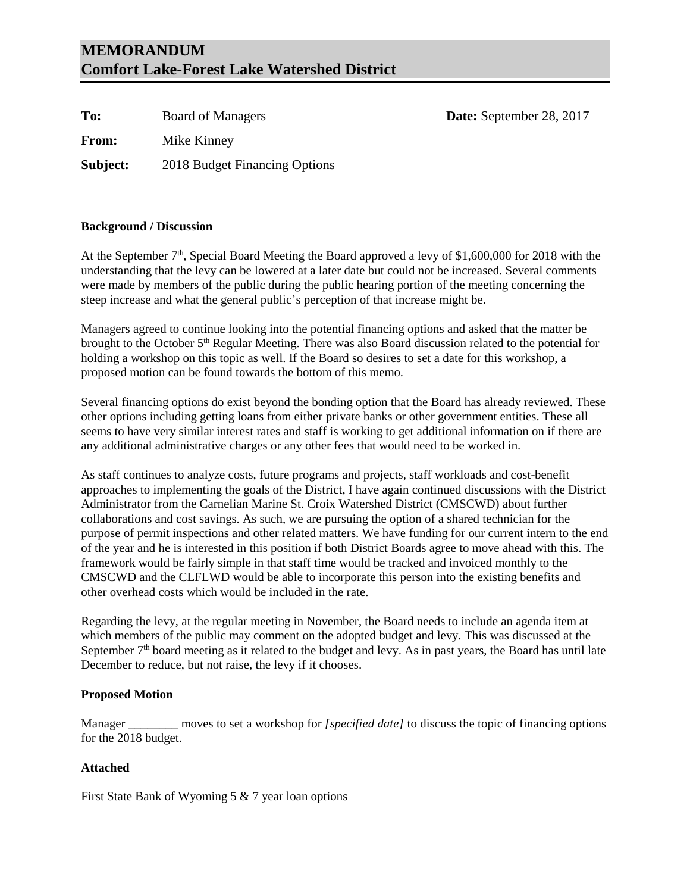# MEMORANDUM
# Comfort Lake-Forest Lake Watershed District

**To:** Board of Managers **Date:** September 28, 2017

**From:** Mike Kinney

**Subject:** 2018 Budget Financing Options

---

**Background / Discussion**

At the September 7th, Special Board Meeting the Board approved a levy of $1,600,000 for 2018 with the understanding that the levy can be lowered at a later date but could not be increased. Several comments were made by members of the public during the public hearing portion of the meeting concerning the steep increase and what the general public's perception of that increase might be.

Managers agreed to continue looking into the potential financing options and asked that the matter be brought to the October 5th Regular Meeting. There was also Board discussion related to the potential for holding a workshop on this topic as well. If the Board so desires to set a date for this workshop, a proposed motion can be found towards the bottom of this memo.

Several financing options do exist beyond the bonding option that the Board has already reviewed. These other options including getting loans from either private banks or other government entities. These all seems to have very similar interest rates and staff is working to get additional information on if there are any additional administrative charges or any other fees that would need to be worked in.

As staff continues to analyze costs, future programs and projects, staff workloads and cost-benefit approaches to implementing the goals of the District, I have again continued discussions with the District Administrator from the Carnelian Marine St. Croix Watershed District (CMSCWD) about further collaborations and cost savings. As such, we are pursuing the option of a shared technician for the purpose of permit inspections and other related matters. We have funding for our current intern to the end of the year and he is interested in this position if both District Boards agree to move ahead with this. The framework would be fairly simple in that staff time would be tracked and invoiced monthly to the CMSCWD and the CLFLWD would be able to incorporate this person into the existing benefits and other overhead costs which would be included in the rate.

Regarding the levy, at the regular meeting in November, the Board needs to include an agenda item at which members of the public may comment on the adopted budget and levy. This was discussed at the September 7th board meeting as it related to the budget and levy. As in past years, the Board has until late December to reduce, but not raise, the levy if it chooses.

**Proposed Motion**

Manager ________ moves to set a workshop for *[specified date]* to discuss the topic of financing options for the 2018 budget.

**Attached**

First State Bank of Wyoming 5 & 7 year loan options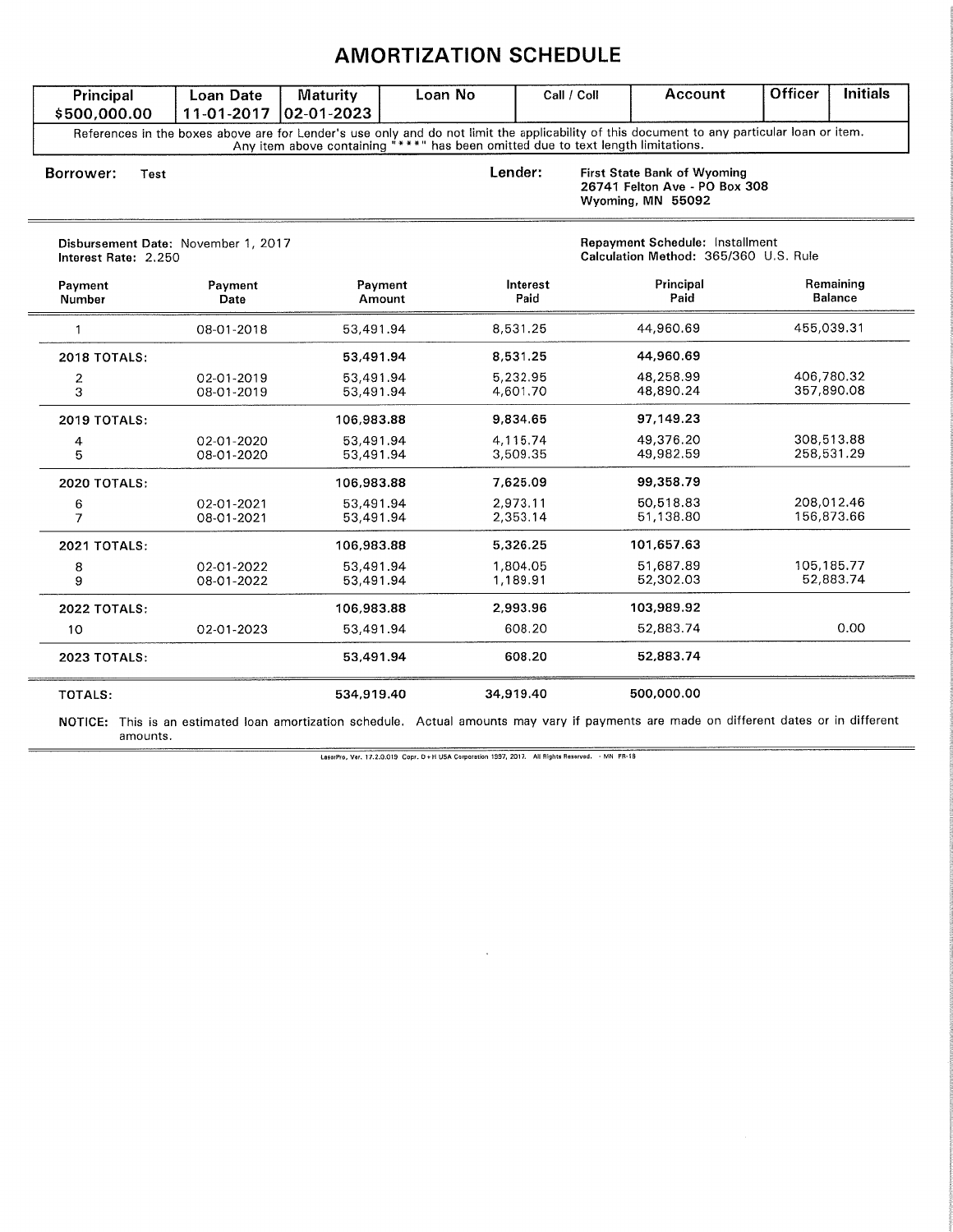# AMORTIZATION SCHEDULE

| Principal | Loan Date | Maturity | Loan No | Call / Coll | Account | Officer | Initials |
|---|---|---|---|---|---|---|---|
| $500,000.00 | 11-01-2017 | 02-01-2023 | | | | | |

References in the boxes above are for Lender's use only and do not limit the applicability of this document to any particular loan or item. Any item above containing "***" has been omitted due to text length limitations.

**Borrower:** Test

**Lender:** **First State Bank of Wyoming**
**26741 Felton Ave - PO Box 308**
**Wyoming, MN 55092**

Disbursement Date: November 1, 2017
Interest Rate: 2.250

Repayment Schedule: Installment
Calculation Method: 365/360 U.S. Rule

| Payment Number | Payment Date | Payment Amount | Interest Paid | Principal Paid | Remaining Balance |
|---|---|---|---|---|---|
| 1 | 08-01-2018 | 53,491.94 | 8,531.25 | 44,960.69 | 455,039.31 |
| **2018 TOTALS:** | | **53,491.94** | **8,531.25** | **44,960.69** | |
| 2 | 02-01-2019 | 53,491.94 | 5,232.95 | 48,258.99 | 406,780.32 |
| 3 | 08-01-2019 | 53,491.94 | 4,601.70 | 48,890.24 | 357,890.08 |
| **2019 TOTALS:** | | **106,983.88** | **9,834.65** | **97,149.23** | |
| 4 | 02-01-2020 | 53,491.94 | 4,115.74 | 49,376.20 | 308,513.88 |
| 5 | 08-01-2020 | 53,491.94 | 3,509.35 | 49,982.59 | 258,531.29 |
| **2020 TOTALS:** | | **106,983.88** | **7,625.09** | **99,358.79** | |
| 6 | 02-01-2021 | 53,491.94 | 2,973.11 | 50,518.83 | 208,012.46 |
| 7 | 08-01-2021 | 53,491.94 | 2,353.14 | 51,138.80 | 156,873.66 |
| **2021 TOTALS:** | | **106,983.88** | **5,326.25** | **101,657.63** | |
| 8 | 02-01-2022 | 53,491.94 | 1,804.05 | 51,687.89 | 105,185.77 |
| 9 | 08-01-2022 | 53,491.94 | 1,189.91 | 52,302.03 | 52,883.74 |
| **2022 TOTALS:** | | **106,983.88** | **2,993.96** | **103,989.92** | |
| 10 | 02-01-2023 | 53,491.94 | 608.20 | 52,883.74 | 0.00 |
| **2023 TOTALS:** | | **53,491.94** | **608.20** | **52,883.74** | |
| TOTALS: | | 534,919.40 | 34,919.40 | 500,000.00 | |

**NOTICE:** This is an estimated loan amortization schedule. Actual amounts may vary if payments are made on different dates or in different amounts.

LaserPro, Ver. 17.2.0.019 Copr. D+H USA Corporation 1997, 2017. All Rights Reserved. - MN PR-18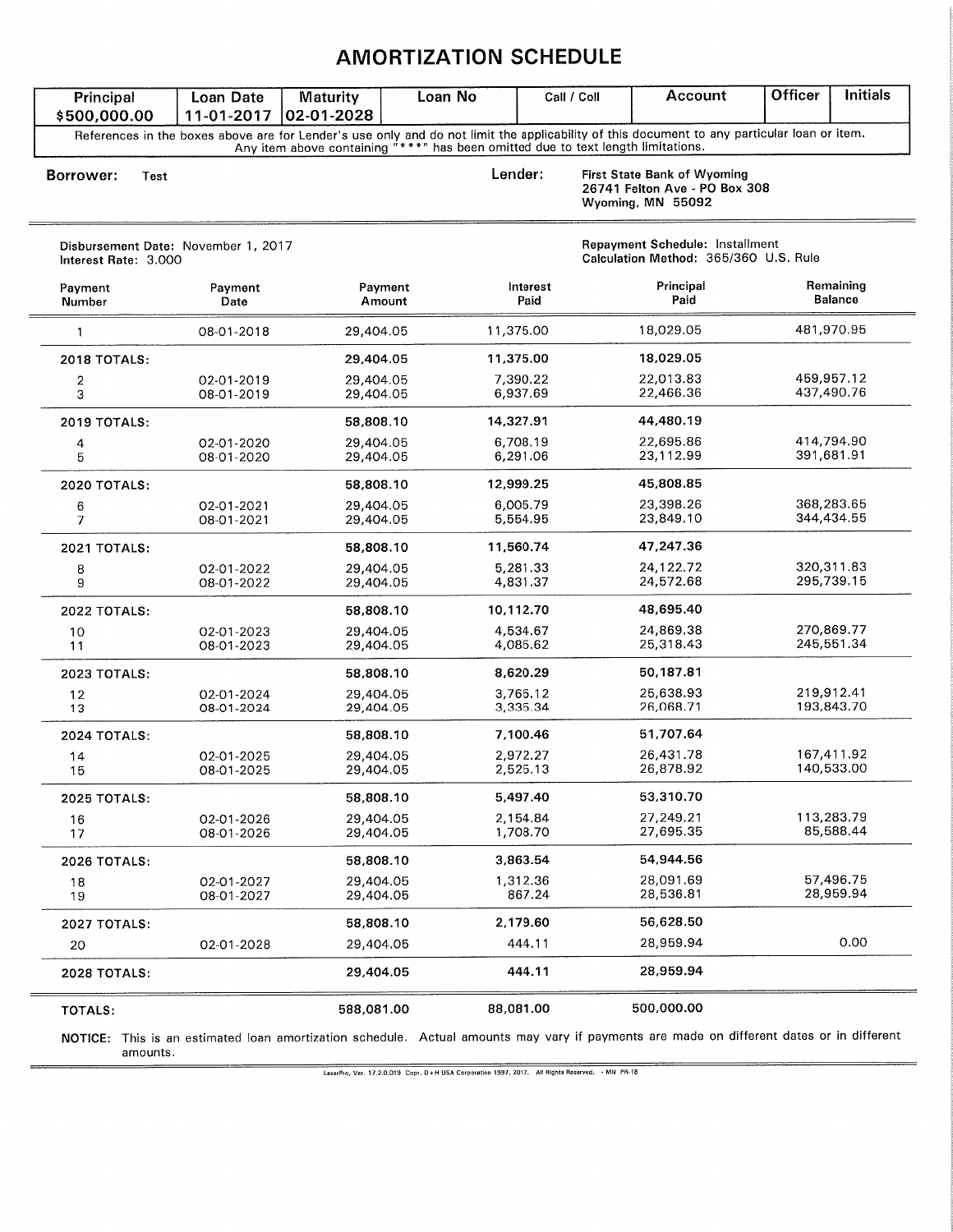# AMORTIZATION SCHEDULE

| Principal | Loan Date | Maturity | Loan No | Call / Coll | Account | Officer | Initials |
|---|---|---|---|---|---|---|---|
| $500,000.00 | 11-01-2017 | 02-01-2028 | | | | | |

References in the boxes above are for Lender's use only and do not limit the applicability of this document to any particular loan or item. Any item above containing "***" has been omitted due to text length limitations.

**Borrower:** Test

**Lender:** First State Bank of Wyoming
26741 Felton Ave - PO Box 308
Wyoming, MN 55092

Disbursement Date: November 1, 2017
Interest Rate: 3.000

Repayment Schedule: Installment
Calculation Method: 365/360 U.S. Rule

| Payment Number | Payment Date | Payment Amount | Interest Paid | Principal Paid | Remaining Balance |
|---|---|---|---|---|---|
| 1 | 08-01-2018 | 29,404.05 | 11,375.00 | 18,029.05 | 481,970.95 |
| **2018 TOTALS:** | | **29,404.05** | **11,375.00** | **18,029.05** | |
| 2 | 02-01-2019 | 29,404.05 | 7,390.22 | 22,013.83 | 459,957.12 |
| 3 | 08-01-2019 | 29,404.05 | 6,937.69 | 22,466.36 | 437,490.76 |
| **2019 TOTALS:** | | **58,808.10** | **14,327.91** | **44,480.19** | |
| 4 | 02-01-2020 | 29,404.05 | 6,708.19 | 22,695.86 | 414,794.90 |
| 5 | 08-01-2020 | 29,404.05 | 6,291.06 | 23,112.99 | 391,681.91 |
| **2020 TOTALS:** | | **58,808.10** | **12,999.25** | **45,808.85** | |
| 6 | 02-01-2021 | 29,404.05 | 6,005.79 | 23,398.26 | 368,283.65 |
| 7 | 08-01-2021 | 29,404.05 | 5,554.95 | 23,849.10 | 344,434.55 |
| **2021 TOTALS:** | | **58,808.10** | **11,560.74** | **47,247.36** | |
| 8 | 02-01-2022 | 29,404.05 | 5,281.33 | 24,122.72 | 320,311.83 |
| 9 | 08-01-2022 | 29,404.05 | 4,831.37 | 24,572.68 | 295,739.15 |
| **2022 TOTALS:** | | **58,808.10** | **10,112.70** | **48,695.40** | |
| 10 | 02-01-2023 | 29,404.05 | 4,534.67 | 24,869.38 | 270,869.77 |
| 11 | 08-01-2023 | 29,404.05 | 4,085.62 | 25,318.43 | 245,551.34 |
| **2023 TOTALS:** | | **58,808.10** | **8,620.29** | **50,187.81** | |
| 12 | 02-01-2024 | 29,404.05 | 3,765.12 | 25,638.93 | 219,912.41 |
| 13 | 08-01-2024 | 29,404.05 | 3,335.34 | 26,068.71 | 193,843.70 |
| **2024 TOTALS:** | | **58,808.10** | **7,100.46** | **51,707.64** | |
| 14 | 02-01-2025 | 29,404.05 | 2,972.27 | 26,431.78 | 167,411.92 |
| 15 | 08-01-2025 | 29,404.05 | 2,525.13 | 26,878.92 | 140,533.00 |
| **2025 TOTALS:** | | **58,808.10** | **5,497.40** | **53,310.70** | |
| 16 | 02-01-2026 | 29,404.05 | 2,154.84 | 27,249.21 | 113,283.79 |
| 17 | 08-01-2026 | 29,404.05 | 1,708.70 | 27,695.35 | 85,588.44 |
| **2026 TOTALS:** | | **58,808.10** | **3,863.54** | **54,944.56** | |
| 18 | 02-01-2027 | 29,404.05 | 1,312.36 | 28,091.69 | 57,496.75 |
| 19 | 08-01-2027 | 29,404.05 | 867.24 | 28,536.81 | 28,959.94 |
| **2027 TOTALS:** | | **58,808.10** | **2,179.60** | **56,628.50** | |
| 20 | 02-01-2028 | 29,404.05 | 444.11 | 28,959.94 | 0.00 |
| **2028 TOTALS:** | | **29,404.05** | **444.11** | **28,959.94** | |
| **TOTALS:** | | **588,081.00** | **88,081.00** | **500,000.00** | |

**NOTICE:** This is an estimated loan amortization schedule. Actual amounts may vary if payments are made on different dates or in different amounts.

LaserPro, Ver. 17.2.0.019 Copr. D+H USA Corporation 1997, 2017. All Rights Reserved. - MN PR-18